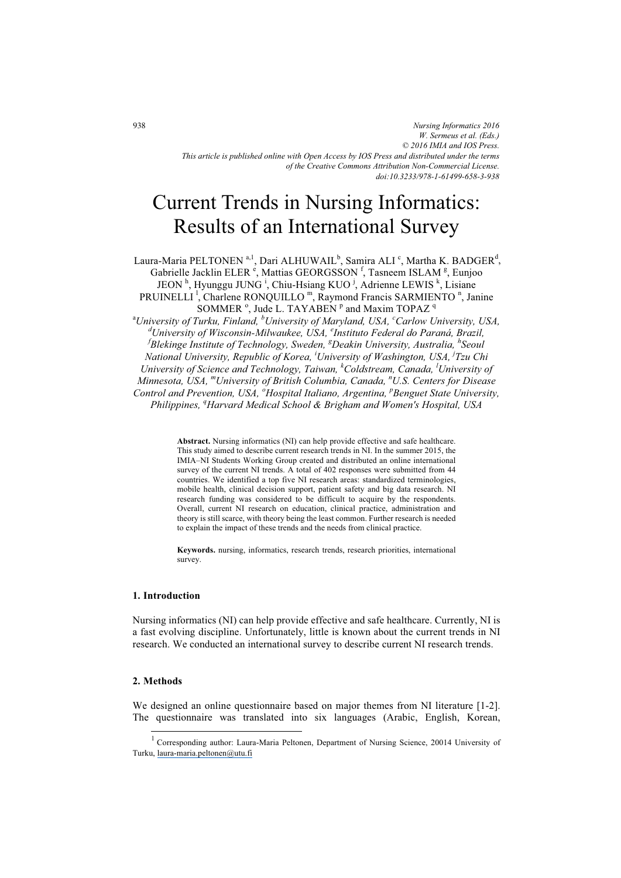# Current Trends in Nursing Informatics: Results of an International Survey

Laura-Maria PELTONEN [a,1], Dari ALHUWAIL[b], Samira ALI [c], Martha K. BADGER[d], Gabrielle Jacklin ELER [e], Mattias GEORGSSON [f], Tasneem ISLAM [g], Eunjoo JEON [h], Hyunggu JUNG [i], Chiu-Hsiang KUO [j], Adrienne LEWIS [k], Lisiane PRUINELLI [l], Charlene RONQUILLO [m], Raymond Francis SARMIENTO [n], Janine SOMMER [o], Jude L. TAYABEN [p] and Maxim TOPAZ [q]

[a]*University of Turku, Finland,* [b]*University of Maryland, USA,* [c]*Carlow University, USA,* [d]*University of Wisconsin-Milwaukee, USA,* [e]*Instituto Federal do Paraná, Brazil,* [f]*Blekinge Institute of Technology, Sweden,* [g]*Deakin University, Australia,* [h]*Seoul National University, Republic of Korea,* [i]*University of Washington, USA,* [j]*Tzu Chi University of Science and Technology, Taiwan,* [k]*Coldstream, Canada,* [l]*University of Minnesota, USA,* [m]*University of British Columbia, Canada,* [n]*U.S. Centers for Disease Control and Prevention, USA,* [o]*Hospital Italiano, Argentina,* [p]*Benguet State University, Philippines,* [q]*Harvard Medical School & Brigham and Women's Hospital, USA*

**Abstract.** Nursing informatics (NI) can help provide effective and safe healthcare. This study aimed to describe current research trends in NI. In the summer 2015, the IMIA–NI Students Working Group created and distributed an online international survey of the current NI trends. A total of 402 responses were submitted from 44 countries. We identified a top five NI research areas: standardized terminologies, mobile health, clinical decision support, patient safety and big data research. NI research funding was considered to be difficult to acquire by the respondents. Overall, current NI research on education, clinical practice, administration and theory is still scarce, with theory being the least common. Further research is needed to explain the impact of these trends and the needs from clinical practice.

**Keywords.** nursing, informatics, research trends, research priorities, international survey.

## 1. Introduction

Nursing informatics (NI) can help provide effective and safe healthcare. Currently, NI is a fast evolving discipline. Unfortunately, little is known about the current trends in NI research. We conducted an international survey to describe current NI research trends.

## 2. Methods

We designed an online questionnaire based on major themes from NI literature [1-2]. The questionnaire was translated into six languages (Arabic, English, Korean,

[1] Corresponding author: Laura-Maria Peltonen, Department of Nursing Science, 20014 University of Turku, laura-maria.peltonen@utu.fi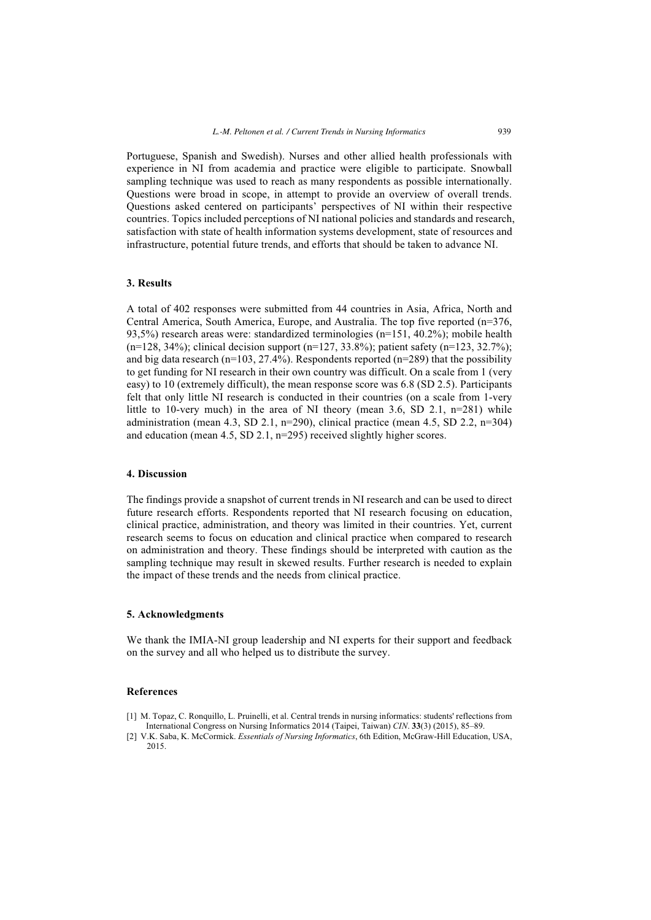Portuguese, Spanish and Swedish). Nurses and other allied health professionals with experience in NI from academia and practice were eligible to participate. Snowball sampling technique was used to reach as many respondents as possible internationally. Questions were broad in scope, in attempt to provide an overview of overall trends. Questions asked centered on participants' perspectives of NI within their respective countries. Topics included perceptions of NI national policies and standards and research, satisfaction with state of health information systems development, state of resources and infrastructure, potential future trends, and efforts that should be taken to advance NI.

## 3. Results

A total of 402 responses were submitted from 44 countries in Asia, Africa, North and Central America, South America, Europe, and Australia. The top five reported (n=376, 93,5%) research areas were: standardized terminologies (n=151, 40.2%); mobile health (n=128, 34%); clinical decision support (n=127, 33.8%); patient safety (n=123, 32.7%); and big data research (n=103, 27.4%). Respondents reported (n=289) that the possibility to get funding for NI research in their own country was difficult. On a scale from 1 (very easy) to 10 (extremely difficult), the mean response score was 6.8 (SD 2.5). Participants felt that only little NI research is conducted in their countries (on a scale from 1-very little to 10-very much) in the area of NI theory (mean 3.6, SD 2.1, n=281) while administration (mean 4.3, SD 2.1, n=290), clinical practice (mean 4.5, SD 2.2, n=304) and education (mean 4.5, SD 2.1, n=295) received slightly higher scores.

## 4. Discussion

The findings provide a snapshot of current trends in NI research and can be used to direct future research efforts. Respondents reported that NI research focusing on education, clinical practice, administration, and theory was limited in their countries. Yet, current research seems to focus on education and clinical practice when compared to research on administration and theory. These findings should be interpreted with caution as the sampling technique may result in skewed results. Further research is needed to explain the impact of these trends and the needs from clinical practice.

## 5. Acknowledgments

We thank the IMIA-NI group leadership and NI experts for their support and feedback on the survey and all who helped us to distribute the survey.

## References

[1] M. Topaz, C. Ronquillo, L. Pruinelli, et al. Central trends in nursing informatics: students' reflections from International Congress on Nursing Informatics 2014 (Taipei, Taiwan) *CIN*. **33**(3) (2015), 85–89.

[2] V.K. Saba, K. McCormick. *Essentials of Nursing Informatics*, 6th Edition, McGraw-Hill Education, USA, 2015.